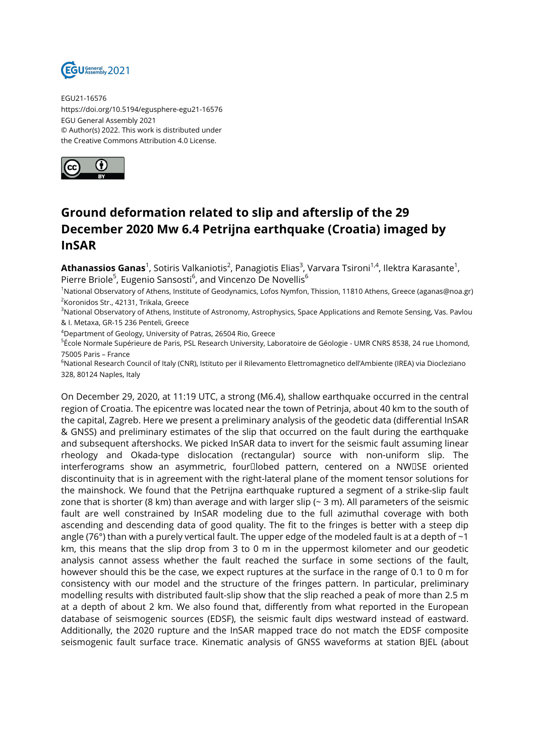EGU21-16576
https://doi.org/10.5194/egusphere-egu21-16576
EGU General Assembly 2021
© Author(s) 2022. This work is distributed under
the Creative Commons Attribution 4.0 License.

# Ground deformation related to slip and afterslip of the 29 December 2020 Mw 6.4 Petrijna earthquake (Croatia) imaged by InSAR

**Athanassios Ganas**[1], Sotiris Valkaniotis[2], Panagiotis Elias[3], Varvara Tsironi[1,4], Ilektra Karasante[1], Pierre Briole[5], Eugenio Sansosti[6], and Vincenzo De Novellis[6]

[1]National Observatory of Athens, Institute of Geodynamics, Lofos Nymfon, Thission, 11810 Athens, Greece (aganas@noa.gr)
[2]Koronidos Str., 42131, Trikala, Greece
[3]National Observatory of Athens, Institute of Astronomy, Astrophysics, Space Applications and Remote Sensing, Vas. Pavlou & I. Metaxa, GR-15 236 Penteli, Greece
[4]Department of Geology, University of Patras, 26504 Rio, Greece
[5]École Normale Supérieure de Paris, PSL Research University, Laboratoire de Géologie - UMR CNRS 8538, 24 rue Lhomond, 75005 Paris – France
[6]National Research Council of Italy (CNR), Istituto per il Rilevamento Elettromagnetico dell'Ambiente (IREA) via Diocleziano 328, 80124 Naples, Italy

On December 29, 2020, at 11:19 UTC, a strong (M6.4), shallow earthquake occurred in the central region of Croatia. The epicentre was located near the town of Petrinja, about 40 km to the south of the capital, Zagreb. Here we present a preliminary analysis of the geodetic data (differential InSAR & GNSS) and preliminary estimates of the slip that occurred on the fault during the earthquake and subsequent aftershocks. We picked InSAR data to invert for the seismic fault assuming linear rheology and Okada-type dislocation (rectangular) source with non-uniform slip. The interferograms show an asymmetric, four‐lobed pattern, centered on a NW‐SE oriented discontinuity that is in agreement with the right-lateral plane of the moment tensor solutions for the mainshock. We found that the Petrijna earthquake ruptured a segment of a strike-slip fault zone that is shorter (8 km) than average and with larger slip (~ 3 m). All parameters of the seismic fault are well constrained by InSAR modeling due to the full azimuthal coverage with both ascending and descending data of good quality. The fit to the fringes is better with a steep dip angle (76°) than with a purely vertical fault. The upper edge of the modeled fault is at a depth of ~1 km, this means that the slip drop from 3 to 0 m in the uppermost kilometer and our geodetic analysis cannot assess whether the fault reached the surface in some sections of the fault, however should this be the case, we expect ruptures at the surface in the range of 0.1 to 0 m for consistency with our model and the structure of the fringes pattern. In particular, preliminary modelling results with distributed fault-slip show that the slip reached a peak of more than 2.5 m at a depth of about 2 km. We also found that, differently from what reported in the European database of seismogenic sources (EDSF), the seismic fault dips westward instead of eastward. Additionally, the 2020 rupture and the InSAR mapped trace do not match the EDSF composite seismogenic fault surface trace. Kinematic analysis of GNSS waveforms at station BJEL (about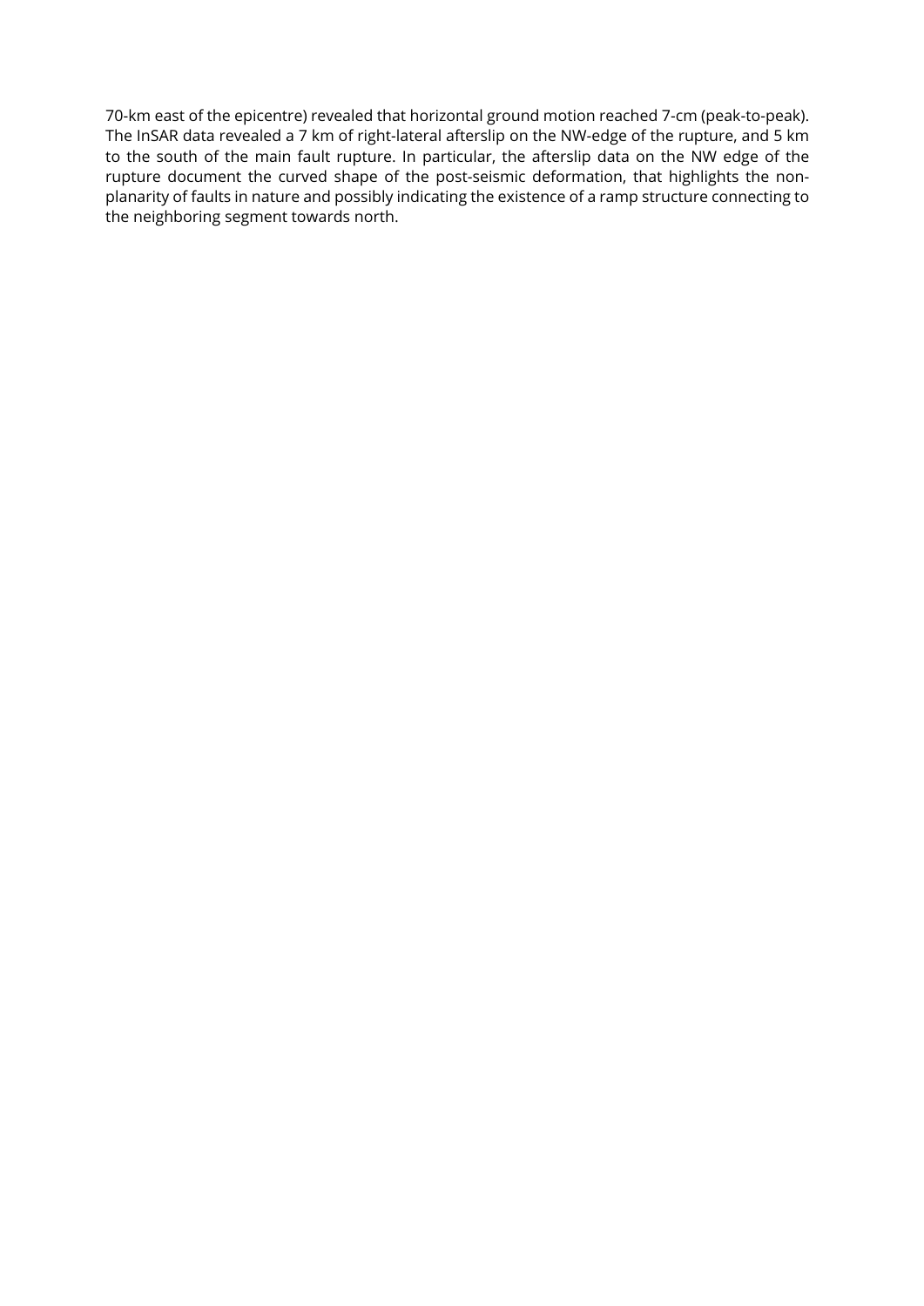70-km east of the epicentre) revealed that horizontal ground motion reached 7-cm (peak-to-peak). The InSAR data revealed a 7 km of right-lateral afterslip on the NW-edge of the rupture, and 5 km to the south of the main fault rupture. In particular, the afterslip data on the NW edge of the rupture document the curved shape of the post-seismic deformation, that highlights the non-planarity of faults in nature and possibly indicating the existence of a ramp structure connecting to the neighboring segment towards north.